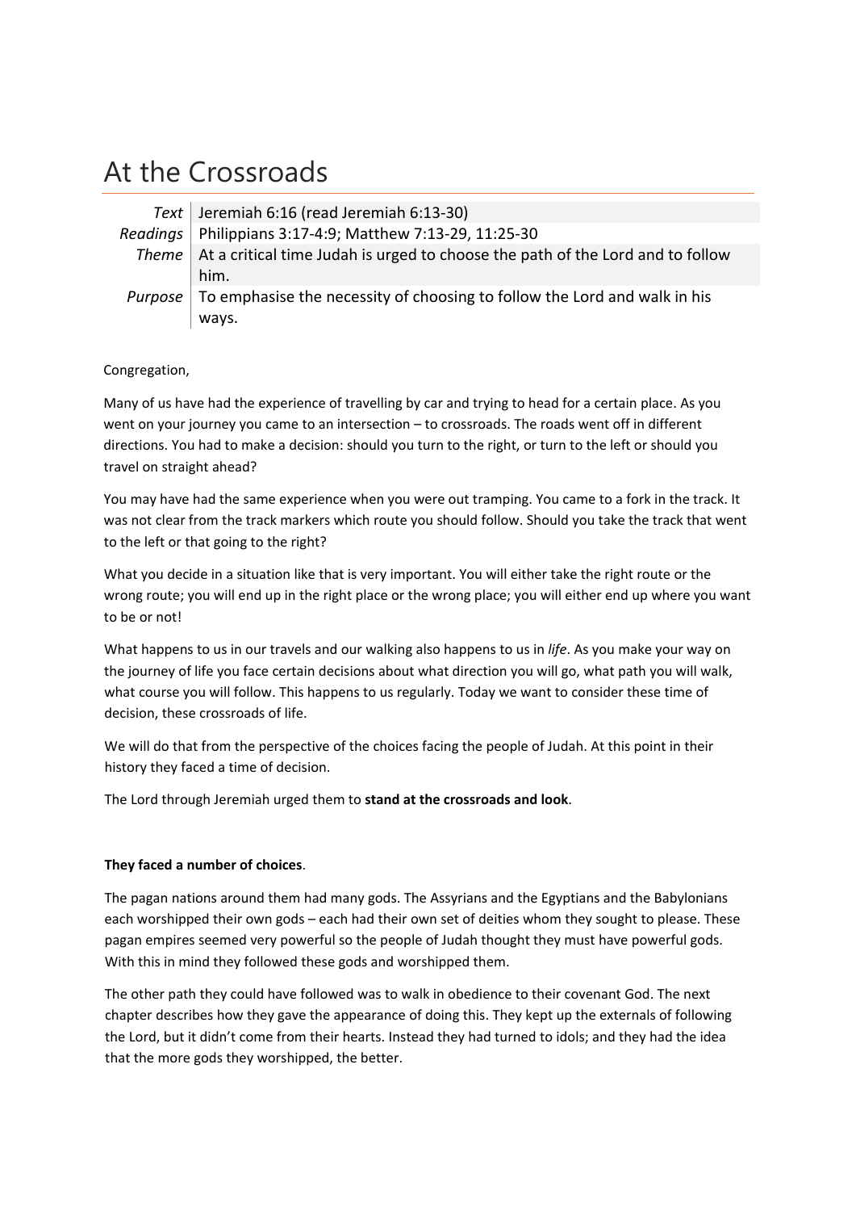# At the Crossroads

| | |
|---|---|
| *Text* | Jeremiah 6:16 (read Jeremiah 6:13-30) |
| *Readings* | Philippians 3:17-4:9; Matthew 7:13-29, 11:25-30 |
| *Theme* | At a critical time Judah is urged to choose the path of the Lord and to follow him. |
| *Purpose* | To emphasise the necessity of choosing to follow the Lord and walk in his ways. |

Congregation,

Many of us have had the experience of travelling by car and trying to head for a certain place. As you went on your journey you came to an intersection – to crossroads. The roads went off in different directions. You had to make a decision: should you turn to the right, or turn to the left or should you travel on straight ahead?

You may have had the same experience when you were out tramping. You came to a fork in the track. It was not clear from the track markers which route you should follow. Should you take the track that went to the left or that going to the right?

What you decide in a situation like that is very important. You will either take the right route or the wrong route; you will end up in the right place or the wrong place; you will either end up where you want to be or not!

What happens to us in our travels and our walking also happens to us in *life*. As you make your way on the journey of life you face certain decisions about what direction you will go, what path you will walk, what course you will follow. This happens to us regularly. Today we want to consider these time of decision, these crossroads of life.

We will do that from the perspective of the choices facing the people of Judah. At this point in their history they faced a time of decision.

The Lord through Jeremiah urged them to **stand at the crossroads and look**.

**They faced a number of choices**.

The pagan nations around them had many gods. The Assyrians and the Egyptians and the Babylonians each worshipped their own gods – each had their own set of deities whom they sought to please. These pagan empires seemed very powerful so the people of Judah thought they must have powerful gods. With this in mind they followed these gods and worshipped them.

The other path they could have followed was to walk in obedience to their covenant God. The next chapter describes how they gave the appearance of doing this. They kept up the externals of following the Lord, but it didn't come from their hearts. Instead they had turned to idols; and they had the idea that the more gods they worshipped, the better.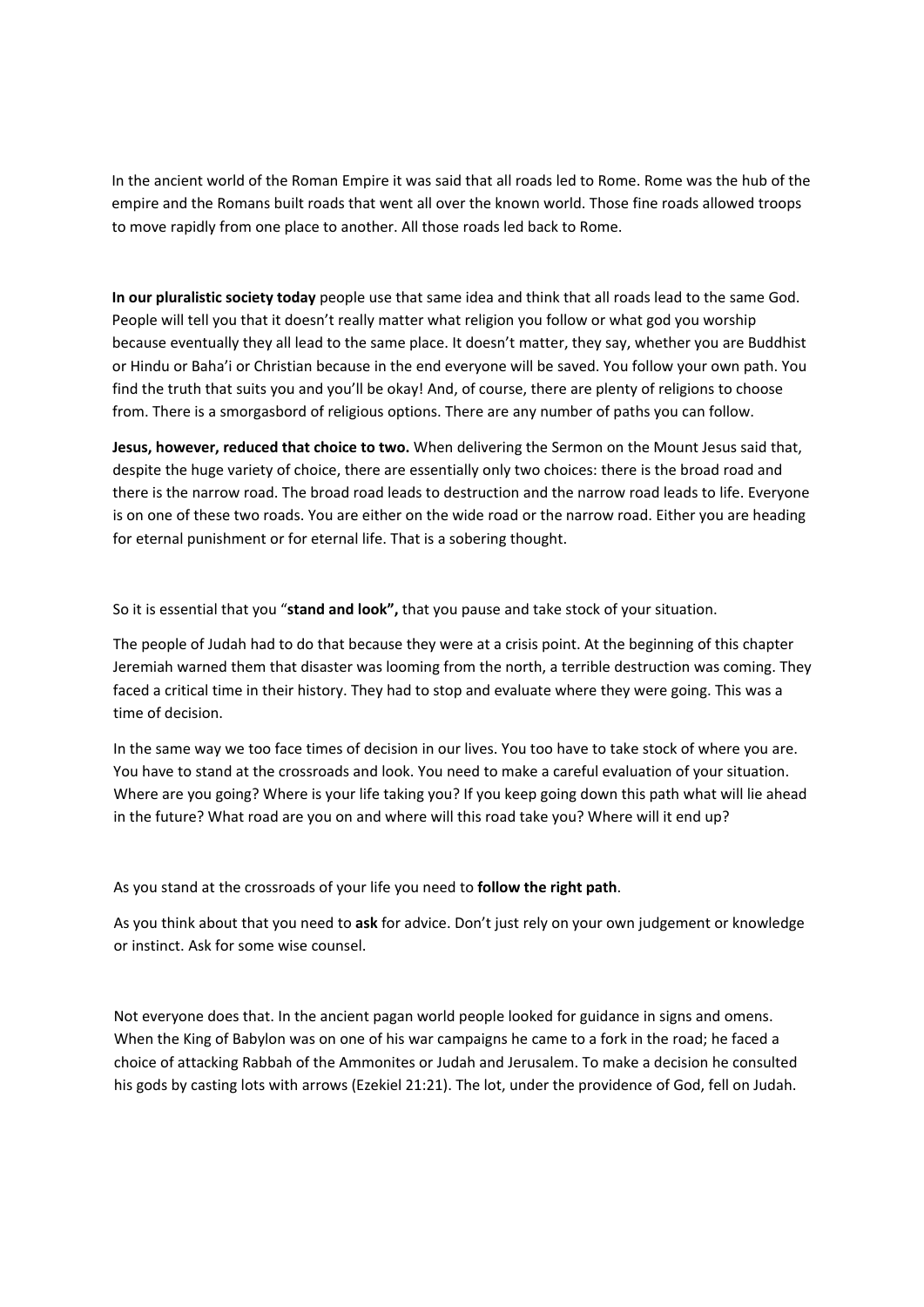In the ancient world of the Roman Empire it was said that all roads led to Rome. Rome was the hub of the empire and the Romans built roads that went all over the known world. Those fine roads allowed troops to move rapidly from one place to another. All those roads led back to Rome.

**In our pluralistic society today** people use that same idea and think that all roads lead to the same God. People will tell you that it doesn't really matter what religion you follow or what god you worship because eventually they all lead to the same place. It doesn't matter, they say, whether you are Buddhist or Hindu or Baha'i or Christian because in the end everyone will be saved. You follow your own path. You find the truth that suits you and you'll be okay! And, of course, there are plenty of religions to choose from. There is a smorgasbord of religious options. There are any number of paths you can follow.

**Jesus, however, reduced that choice to two.** When delivering the Sermon on the Mount Jesus said that, despite the huge variety of choice, there are essentially only two choices: there is the broad road and there is the narrow road. The broad road leads to destruction and the narrow road leads to life. Everyone is on one of these two roads. You are either on the wide road or the narrow road. Either you are heading for eternal punishment or for eternal life. That is a sobering thought.

So it is essential that you "**stand and look",** that you pause and take stock of your situation.

The people of Judah had to do that because they were at a crisis point. At the beginning of this chapter Jeremiah warned them that disaster was looming from the north, a terrible destruction was coming. They faced a critical time in their history. They had to stop and evaluate where they were going. This was a time of decision.

In the same way we too face times of decision in our lives. You too have to take stock of where you are. You have to stand at the crossroads and look. You need to make a careful evaluation of your situation. Where are you going? Where is your life taking you? If you keep going down this path what will lie ahead in the future? What road are you on and where will this road take you? Where will it end up?

As you stand at the crossroads of your life you need to **follow the right path**.

As you think about that you need to **ask** for advice. Don't just rely on your own judgement or knowledge or instinct. Ask for some wise counsel.

Not everyone does that. In the ancient pagan world people looked for guidance in signs and omens. When the King of Babylon was on one of his war campaigns he came to a fork in the road; he faced a choice of attacking Rabbah of the Ammonites or Judah and Jerusalem. To make a decision he consulted his gods by casting lots with arrows (Ezekiel 21:21). The lot, under the providence of God, fell on Judah.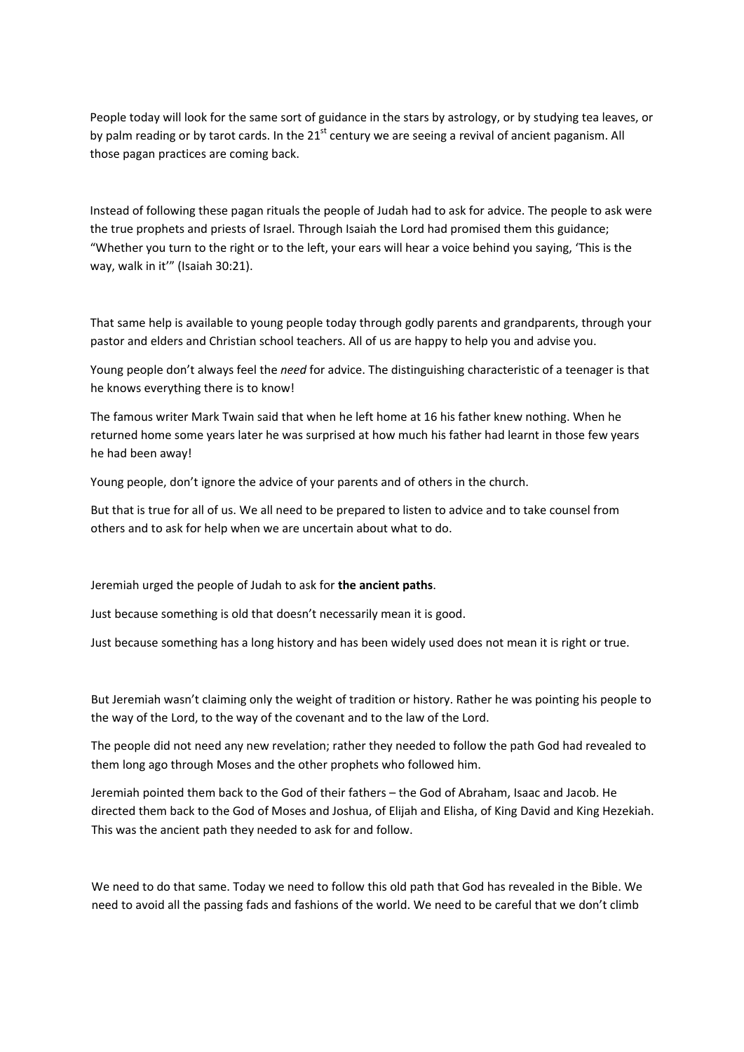People today will look for the same sort of guidance in the stars by astrology, or by studying tea leaves, or by palm reading or by tarot cards. In the 21$^{st}$ century we are seeing a revival of ancient paganism. All those pagan practices are coming back.

Instead of following these pagan rituals the people of Judah had to ask for advice. The people to ask were the true prophets and priests of Israel. Through Isaiah the Lord had promised them this guidance; "Whether you turn to the right or to the left, your ears will hear a voice behind you saying, 'This is the way, walk in it'" (Isaiah 30:21).

That same help is available to young people today through godly parents and grandparents, through your pastor and elders and Christian school teachers. All of us are happy to help you and advise you.

Young people don't always feel the *need* for advice. The distinguishing characteristic of a teenager is that he knows everything there is to know!

The famous writer Mark Twain said that when he left home at 16 his father knew nothing. When he returned home some years later he was surprised at how much his father had learnt in those few years he had been away!

Young people, don't ignore the advice of your parents and of others in the church.

But that is true for all of us. We all need to be prepared to listen to advice and to take counsel from others and to ask for help when we are uncertain about what to do.

Jeremiah urged the people of Judah to ask for **the ancient paths**.

Just because something is old that doesn't necessarily mean it is good.

Just because something has a long history and has been widely used does not mean it is right or true.

But Jeremiah wasn't claiming only the weight of tradition or history. Rather he was pointing his people to the way of the Lord, to the way of the covenant and to the law of the Lord.

The people did not need any new revelation; rather they needed to follow the path God had revealed to them long ago through Moses and the other prophets who followed him.

Jeremiah pointed them back to the God of their fathers – the God of Abraham, Isaac and Jacob. He directed them back to the God of Moses and Joshua, of Elijah and Elisha, of King David and King Hezekiah. This was the ancient path they needed to ask for and follow.

We need to do that same. Today we need to follow this old path that God has revealed in the Bible. We need to avoid all the passing fads and fashions of the world. We need to be careful that we don't climb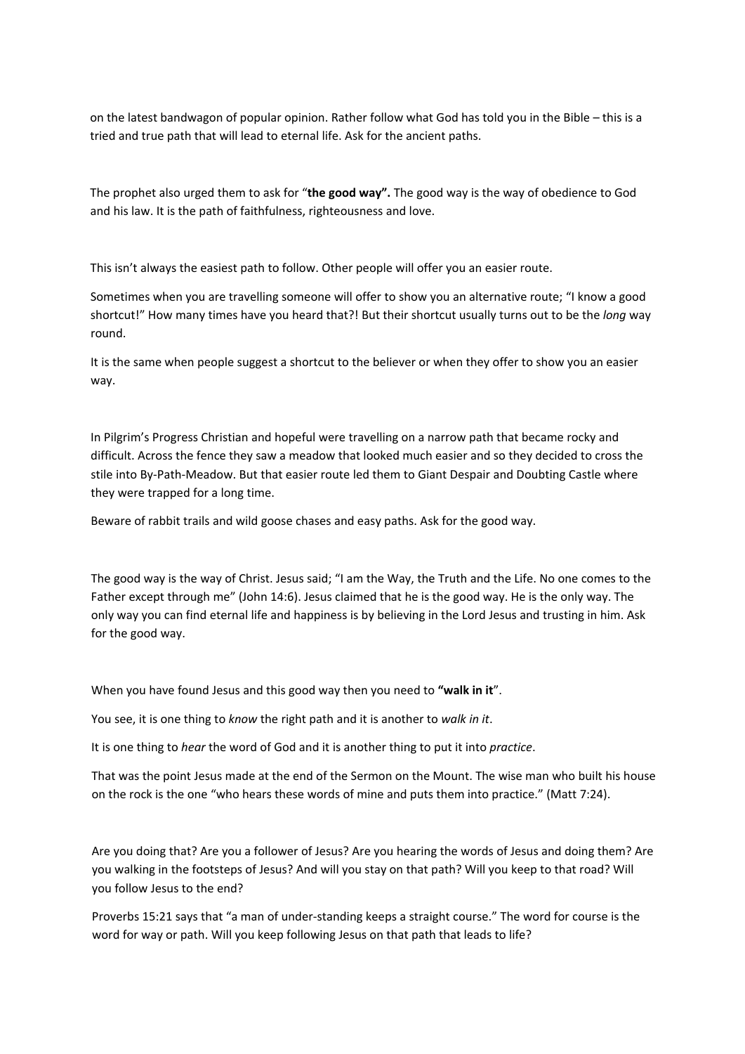on the latest bandwagon of popular opinion. Rather follow what God has told you in the Bible – this is a tried and true path that will lead to eternal life. Ask for the ancient paths.

The prophet also urged them to ask for "**the good way".** The good way is the way of obedience to God and his law. It is the path of faithfulness, righteousness and love.

This isn't always the easiest path to follow. Other people will offer you an easier route.

Sometimes when you are travelling someone will offer to show you an alternative route; "I know a good shortcut!" How many times have you heard that?! But their shortcut usually turns out to be the *long* way round.

It is the same when people suggest a shortcut to the believer or when they offer to show you an easier way.

In Pilgrim's Progress Christian and hopeful were travelling on a narrow path that became rocky and difficult. Across the fence they saw a meadow that looked much easier and so they decided to cross the stile into By-Path-Meadow. But that easier route led them to Giant Despair and Doubting Castle where they were trapped for a long time.

Beware of rabbit trails and wild goose chases and easy paths. Ask for the good way.

The good way is the way of Christ. Jesus said; "I am the Way, the Truth and the Life. No one comes to the Father except through me" (John 14:6). Jesus claimed that he is the good way. He is the only way. The only way you can find eternal life and happiness is by believing in the Lord Jesus and trusting in him. Ask for the good way.

When you have found Jesus and this good way then you need to **"walk in it**".

You see, it is one thing to *know* the right path and it is another to *walk in it*.

It is one thing to *hear* the word of God and it is another thing to put it into *practice*.

That was the point Jesus made at the end of the Sermon on the Mount. The wise man who built his house on the rock is the one "who hears these words of mine and puts them into practice." (Matt 7:24).

Are you doing that? Are you a follower of Jesus? Are you hearing the words of Jesus and doing them? Are you walking in the footsteps of Jesus? And will you stay on that path? Will you keep to that road? Will you follow Jesus to the end?

Proverbs 15:21 says that "a man of under-standing keeps a straight course." The word for course is the word for way or path. Will you keep following Jesus on that path that leads to life?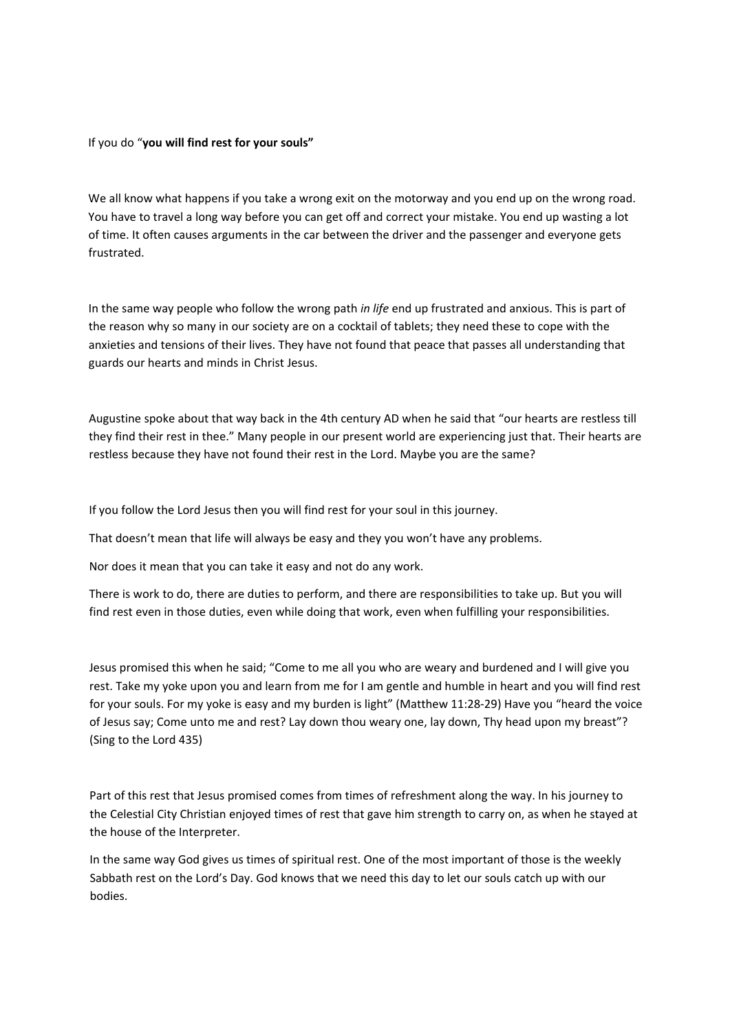If you do "**you will find rest for your souls"**

We all know what happens if you take a wrong exit on the motorway and you end up on the wrong road. You have to travel a long way before you can get off and correct your mistake. You end up wasting a lot of time. It often causes arguments in the car between the driver and the passenger and everyone gets frustrated.

In the same way people who follow the wrong path *in life* end up frustrated and anxious. This is part of the reason why so many in our society are on a cocktail of tablets; they need these to cope with the anxieties and tensions of their lives. They have not found that peace that passes all understanding that guards our hearts and minds in Christ Jesus.

Augustine spoke about that way back in the 4th century AD when he said that "our hearts are restless till they find their rest in thee." Many people in our present world are experiencing just that. Their hearts are restless because they have not found their rest in the Lord. Maybe you are the same?

If you follow the Lord Jesus then you will find rest for your soul in this journey.

That doesn't mean that life will always be easy and they you won't have any problems.

Nor does it mean that you can take it easy and not do any work.

There is work to do, there are duties to perform, and there are responsibilities to take up. But you will find rest even in those duties, even while doing that work, even when fulfilling your responsibilities.

Jesus promised this when he said; "Come to me all you who are weary and burdened and I will give you rest. Take my yoke upon you and learn from me for I am gentle and humble in heart and you will find rest for your souls. For my yoke is easy and my burden is light" (Matthew 11:28-29) Have you "heard the voice of Jesus say; Come unto me and rest? Lay down thou weary one, lay down, Thy head upon my breast"? (Sing to the Lord 435)

Part of this rest that Jesus promised comes from times of refreshment along the way. In his journey to the Celestial City Christian enjoyed times of rest that gave him strength to carry on, as when he stayed at the house of the Interpreter.

In the same way God gives us times of spiritual rest. One of the most important of those is the weekly Sabbath rest on the Lord's Day. God knows that we need this day to let our souls catch up with our bodies.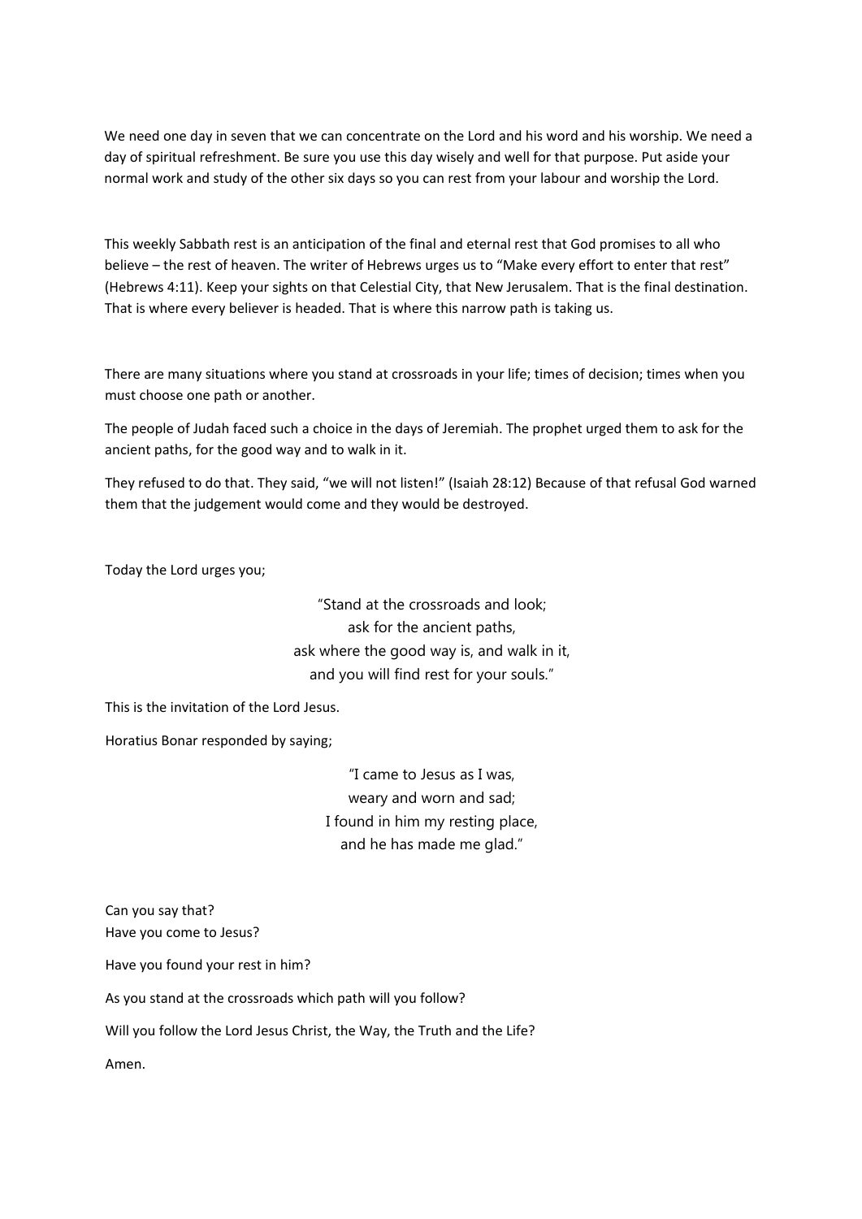We need one day in seven that we can concentrate on the Lord and his word and his worship. We need a day of spiritual refreshment. Be sure you use this day wisely and well for that purpose. Put aside your normal work and study of the other six days so you can rest from your labour and worship the Lord.

This weekly Sabbath rest is an anticipation of the final and eternal rest that God promises to all who believe – the rest of heaven. The writer of Hebrews urges us to "Make every effort to enter that rest" (Hebrews 4:11). Keep your sights on that Celestial City, that New Jerusalem. That is the final destination. That is where every believer is headed. That is where this narrow path is taking us.

There are many situations where you stand at crossroads in your life; times of decision; times when you must choose one path or another.

The people of Judah faced such a choice in the days of Jeremiah. The prophet urged them to ask for the ancient paths, for the good way and to walk in it.

They refused to do that. They said, "we will not listen!" (Isaiah 28:12) Because of that refusal God warned them that the judgement would come and they would be destroyed.

Today the Lord urges you;

> "Stand at the crossroads and look;
> ask for the ancient paths,
> ask where the good way is, and walk in it,
> and you will find rest for your souls."

This is the invitation of the Lord Jesus.

Horatius Bonar responded by saying;

> "I came to Jesus as I was,
> weary and worn and sad;
> I found in him my resting place,
> and he has made me glad."

Can you say that?
Have you come to Jesus?

Have you found your rest in him?

As you stand at the crossroads which path will you follow?

Will you follow the Lord Jesus Christ, the Way, the Truth and the Life?

Amen.